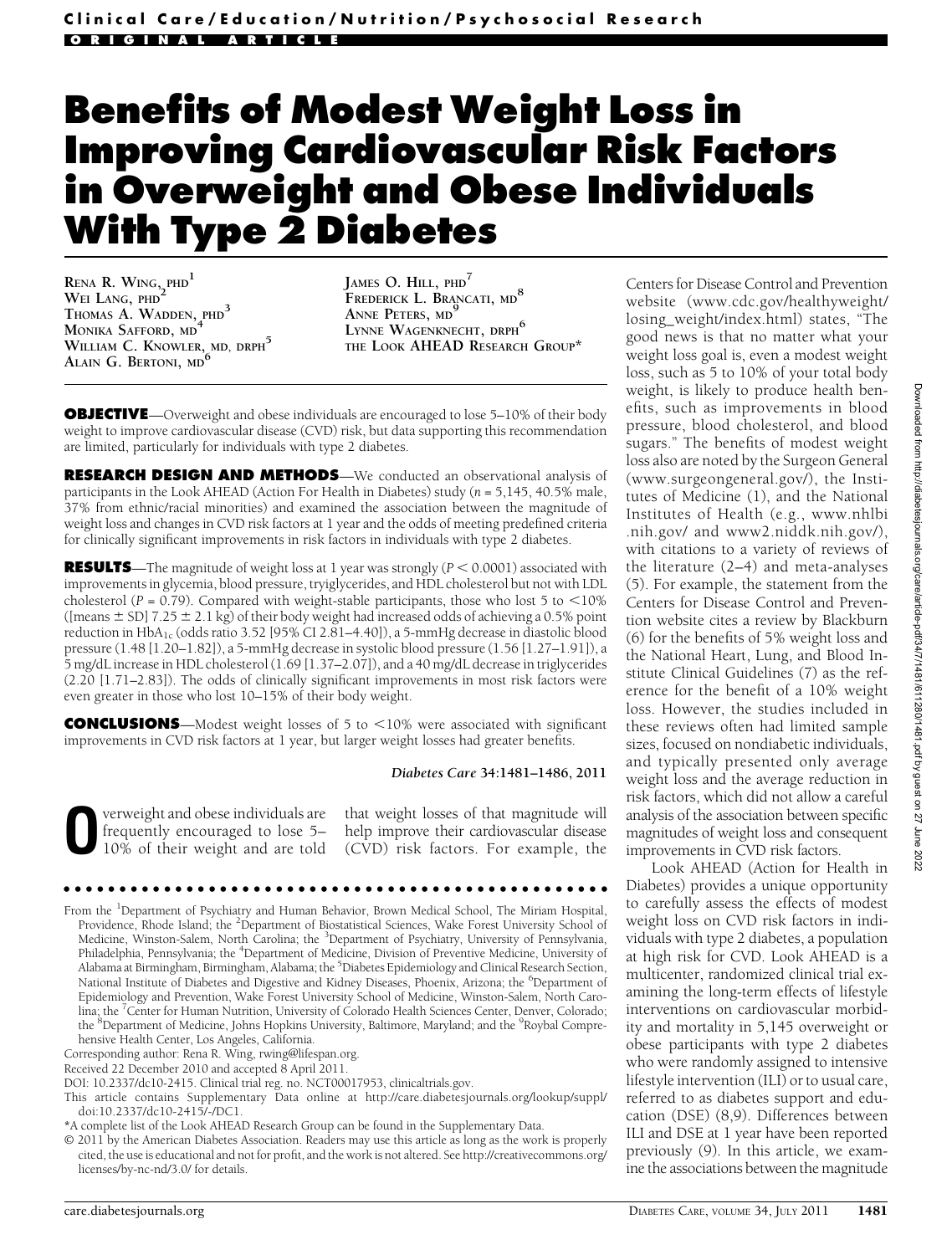Clinical Care/Education/Nutrition/Psychosocial Research

ORIGINAL ARTICLE

# Benefits of Modest Weight Loss in Improving Cardiovascular Risk Factors in Overweight and Obese Individuals With Type 2 Diabetes

Rena R. Wing, PhD[1]
Wei Lang, PhD[2]
Thomas A. Wadden, PhD[3]
Monika Safford, MD[4]
William C. Knowler, MD, DrPH[5]
Alain G. Bertoni, MD[6]
James O. Hill, PhD[7]
Frederick L. Brancati, MD[8]
Anne Peters, MD[9]
Lynne Wagenknecht, DrPH[6]
the Look AHEAD Research Group*

**OBJECTIVE**—Overweight and obese individuals are encouraged to lose 5–10% of their body weight to improve cardiovascular disease (CVD) risk, but data supporting this recommendation are limited, particularly for individuals with type 2 diabetes.

**RESEARCH DESIGN AND METHODS**—We conducted an observational analysis of participants in the Look AHEAD (Action For Health in Diabetes) study ($n$ = 5,145, 40.5% male, 37% from ethnic/racial minorities) and examined the association between the magnitude of weight loss and changes in CVD risk factors at 1 year and the odds of meeting predefined criteria for clinically significant improvements in risk factors in individuals with type 2 diabetes.

**RESULTS**—The magnitude of weight loss at 1 year was strongly ($P < 0.0001$) associated with improvements in glycemia, blood pressure, tryiglycerides, and HDL cholesterol but not with LDL cholesterol ($P$ = 0.79). Compared with weight-stable participants, those who lost 5 to <10% ([means ± SD] 7.25 ± 2.1 kg) of their body weight had increased odds of achieving a 0.5% point reduction in $HbA_{1c}$ (odds ratio 3.52 [95% CI 2.81–4.40]), a 5-mmHg decrease in diastolic blood pressure (1.48 [1.20–1.82]), a 5-mmHg decrease in systolic blood pressure (1.56 [1.27–1.91]), a 5 mg/dL increase in HDL cholesterol (1.69 [1.37–2.07]), and a 40 mg/dL decrease in triglycerides (2.20 [1.71–2.83]). The odds of clinically significant improvements in most risk factors were even greater in those who lost 10–15% of their body weight.

**CONCLUSIONS**—Modest weight losses of 5 to <10% were associated with significant improvements in CVD risk factors at 1 year, but larger weight losses had greater benefits.

*Diabetes Care* 34:1481–1486, 2011

Overweight and obese individuals are frequently encouraged to lose 5–10% of their weight and are told that weight losses of that magnitude will help improve their cardiovascular disease (CVD) risk factors. For example, the Centers for Disease Control and Prevention website (www.cdc.gov/healthyweight/losing_weight/index.html) states, "The good news is that no matter what your weight loss goal is, even a modest weight loss, such as 5 to 10% of your total body weight, is likely to produce health benefits, such as improvements in blood pressure, blood cholesterol, and blood sugars." The benefits of modest weight loss also are noted by the Surgeon General (www.surgeongeneral.gov/), the Institutes of Medicine (1), and the National Institutes of Health (e.g., www.nhlbi.nih.gov/ and www2.niddk.nih.gov/), with citations to a variety of reviews of the literature (2–4) and meta-analyses (5). For example, the statement from the Centers for Disease Control and Prevention website cites a review by Blackburn (6) for the benefits of 5% weight loss and the National Heart, Lung, and Blood Institute Clinical Guidelines (7) as the reference for the benefit of a 10% weight loss. However, the studies included in these reviews often had limited sample sizes, focused on nondiabetic individuals, and typically presented only average weight loss and the average reduction in risk factors, which did not allow a careful analysis of the association between specific magnitudes of weight loss and consequent improvements in CVD risk factors.

Look AHEAD (Action for Health in Diabetes) provides a unique opportunity to carefully assess the effects of modest weight loss on CVD risk factors in individuals with type 2 diabetes, a population at high risk for CVD. Look AHEAD is a multicenter, randomized clinical trial examining the long-term effects of lifestyle interventions on cardiovascular morbidity and mortality in 5,145 overweight or obese participants with type 2 diabetes who were randomly assigned to intensive lifestyle intervention (ILI) or to usual care, referred to as diabetes support and education (DSE) (8,9). Differences between ILI and DSE at 1 year have been reported previously (9). In this article, we examine the associations between the magnitude

From the [1]Department of Psychiatry and Human Behavior, Brown Medical School, The Miriam Hospital, Providence, Rhode Island; the [2]Department of Biostatistical Sciences, Wake Forest University School of Medicine, Winston-Salem, North Carolina; the [3]Department of Psychiatry, University of Pennsylvania, Philadelphia, Pennsylvania; the [4]Department of Medicine, Division of Preventive Medicine, University of Alabama at Birmingham, Birmingham, Alabama; the [5]Diabetes Epidemiology and Clinical Research Section, National Institute of Diabetes and Digestive and Kidney Diseases, Phoenix, Arizona; the [6]Department of Epidemiology and Prevention, Wake Forest University School of Medicine, Winston-Salem, North Carolina; the [7]Center for Human Nutrition, University of Colorado Health Sciences Center, Denver, Colorado; the [8]Department of Medicine, Johns Hopkins University, Baltimore, Maryland; and the [9]Roybal Comprehensive Health Center, Los Angeles, California.

Corresponding author: Rena R. Wing, rwing@lifespan.org.

Received 22 December 2010 and accepted 8 April 2011.

DOI: 10.2337/dc10-2415. Clinical trial reg. no. NCT00017953, clinicaltrials.gov.

This article contains Supplementary Data online at http://care.diabetesjournals.org/lookup/suppl/doi:10.2337/dc10-2415/-/DC1.

*A complete list of the Look AHEAD Research Group can be found in the Supplementary Data.

© 2011 by the American Diabetes Association. Readers may use this article as long as the work is properly cited, the use is educational and not for profit, and the work is not altered. See http://creativecommons.org/licenses/by-nc-nd/3.0/ for details.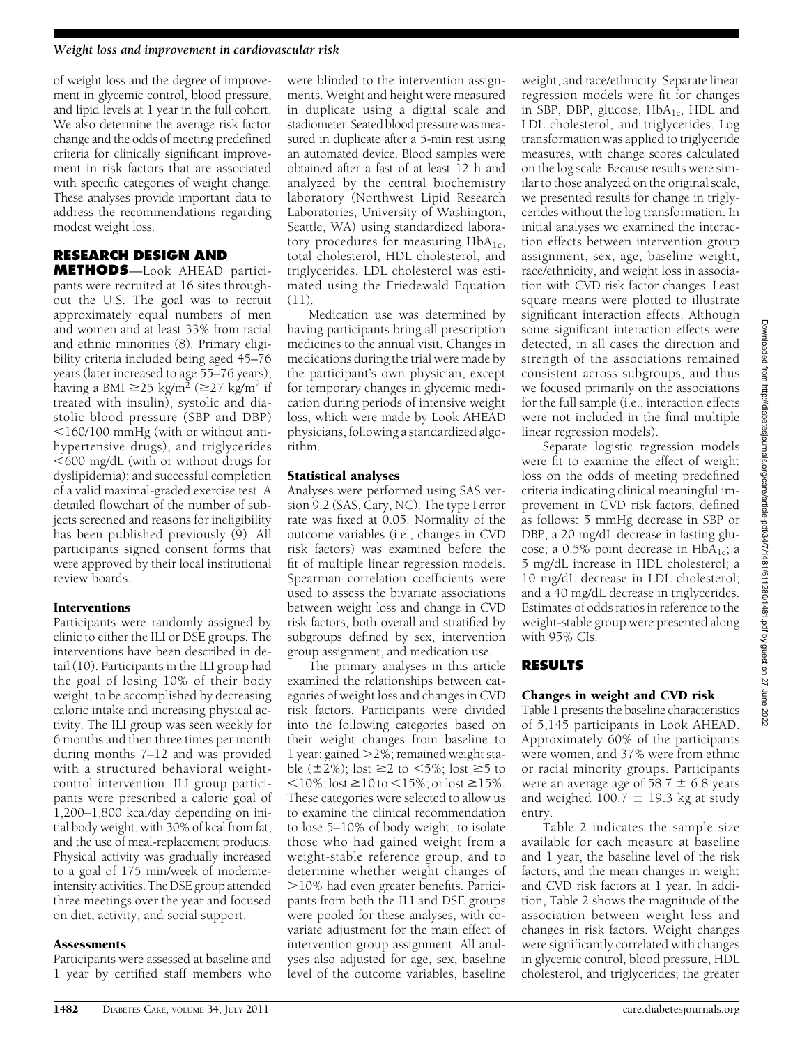of weight loss and the degree of improvement in glycemic control, blood pressure, and lipid levels at 1 year in the full cohort. We also determine the average risk factor change and the odds of meeting predefined criteria for clinically significant improvement in risk factors that are associated with specific categories of weight change. These analyses provide important data to address the recommendations regarding modest weight loss.

## RESEARCH DESIGN AND METHODS

Look AHEAD participants were recruited at 16 sites throughout the U.S. The goal was to recruit approximately equal numbers of men and women and at least 33% from racial and ethnic minorities (8). Primary eligibility criteria included being aged 45–76 years (later increased to age 55–76 years); having a BMI ≥25 kg/m$^2$ (≥27 kg/m$^2$ if treated with insulin), systolic and diastolic blood pressure (SBP and DBP) <160/100 mmHg (with or without antihypertensive drugs), and triglycerides <600 mg/dL (with or without drugs for dyslipidemia); and successful completion of a valid maximal-graded exercise test. A detailed flowchart of the number of subjects screened and reasons for ineligibility has been published previously (9). All participants signed consent forms that were approved by their local institutional review boards.

### Interventions

Participants were randomly assigned by clinic to either the ILI or DSE groups. The interventions have been described in detail (10). Participants in the ILI group had the goal of losing 10% of their body weight, to be accomplished by decreasing caloric intake and increasing physical activity. The ILI group was seen weekly for 6 months and then three times per month during months 7–12 and was provided with a structured behavioral weight-control intervention. ILI group participants were prescribed a calorie goal of 1,200–1,800 kcal/day depending on initial body weight, with 30% of kcal from fat, and the use of meal-replacement products. Physical activity was gradually increased to a goal of 175 min/week of moderate-intensity activities. The DSE group attended three meetings over the year and focused on diet, activity, and social support.

### Assessments

Participants were assessed at baseline and 1 year by certified staff members who were blinded to the intervention assignments. Weight and height were measured in duplicate using a digital scale and stadiometer. Seated blood pressure was measured in duplicate after a 5-min rest using an automated device. Blood samples were obtained after a fast of at least 12 h and analyzed by the central biochemistry laboratory (Northwest Lipid Research Laboratories, University of Washington, Seattle, WA) using standardized laboratory procedures for measuring $HbA_{1c}$, total cholesterol, HDL cholesterol, and triglycerides. LDL cholesterol was estimated using the Friedewald Equation (11).

Medication use was determined by having participants bring all prescription medicines to the annual visit. Changes in medications during the trial were made by the participant's own physician, except for temporary changes in glycemic medication during periods of intensive weight loss, which were made by Look AHEAD physicians, following a standardized algorithm.

### Statistical analyses

Analyses were performed using SAS version 9.2 (SAS, Cary, NC). The type I error rate was fixed at 0.05. Normality of the outcome variables (i.e., changes in CVD risk factors) was examined before the fit of multiple linear regression models. Spearman correlation coefficients were used to assess the bivariate associations between weight loss and change in CVD risk factors, both overall and stratified by subgroups defined by sex, intervention group assignment, and medication use.

The primary analyses in this article examined the relationships between categories of weight loss and changes in CVD risk factors. Participants were divided into the following categories based on their weight changes from baseline to 1 year: gained >2%; remained weight stable (±2%); lost ≥2 to <5%; lost ≥5 to <10%; lost ≥10 to <15%; or lost ≥15%. These categories were selected to allow us to examine the clinical recommendation to lose 5–10% of body weight, to isolate those who had gained weight from a weight-stable reference group, and to determine whether weight changes of >10% had even greater benefits. Participants from both the ILI and DSE groups were pooled for these analyses, with covariate adjustment for the main effect of intervention group assignment. All analyses also adjusted for age, sex, baseline level of the outcome variables, baseline weight, and race/ethnicity. Separate linear regression models were fit for changes in SBP, DBP, glucose, $HbA_{1c}$, HDL and LDL cholesterol, and triglycerides. Log transformation was applied to triglyceride measures, with change scores calculated on the log scale. Because results were similar to those analyzed on the original scale, we presented results for change in triglycerides without the log transformation. In initial analyses we examined the interaction effects between intervention group assignment, sex, age, baseline weight, race/ethnicity, and weight loss in association with CVD risk factor changes. Least square means were plotted to illustrate significant interaction effects. Although some significant interaction effects were detected, in all cases the direction and strength of the associations remained consistent across subgroups, and thus we focused primarily on the associations for the full sample (i.e., interaction effects were not included in the final multiple linear regression models).

Separate logistic regression models were fit to examine the effect of weight loss on the odds of meeting predefined criteria indicating clinical meaningful improvement in CVD risk factors, defined as follows: 5 mmHg decrease in SBP or DBP; a 20 mg/dL decrease in fasting glucose; a 0.5% point decrease in $HbA_{1c}$; a 5 mg/dL increase in HDL cholesterol; a 10 mg/dL decrease in LDL cholesterol; and a 40 mg/dL decrease in triglycerides. Estimates of odds ratios in reference to the weight-stable group were presented along with 95% CIs.

## RESULTS

### Changes in weight and CVD risk

Table 1 presents the baseline characteristics of 5,145 participants in Look AHEAD. Approximately 60% of the participants were women, and 37% were from ethnic or racial minority groups. Participants were an average age of 58.7 ± 6.8 years and weighed 100.7 ± 19.3 kg at study entry.

Table 2 indicates the sample size available for each measure at baseline and 1 year, the baseline level of the risk factors, and the mean changes in weight and CVD risk factors at 1 year. In addition, Table 2 shows the magnitude of the association between weight loss and changes in risk factors. Weight changes were significantly correlated with changes in glycemic control, blood pressure, HDL cholesterol, and triglycerides; the greater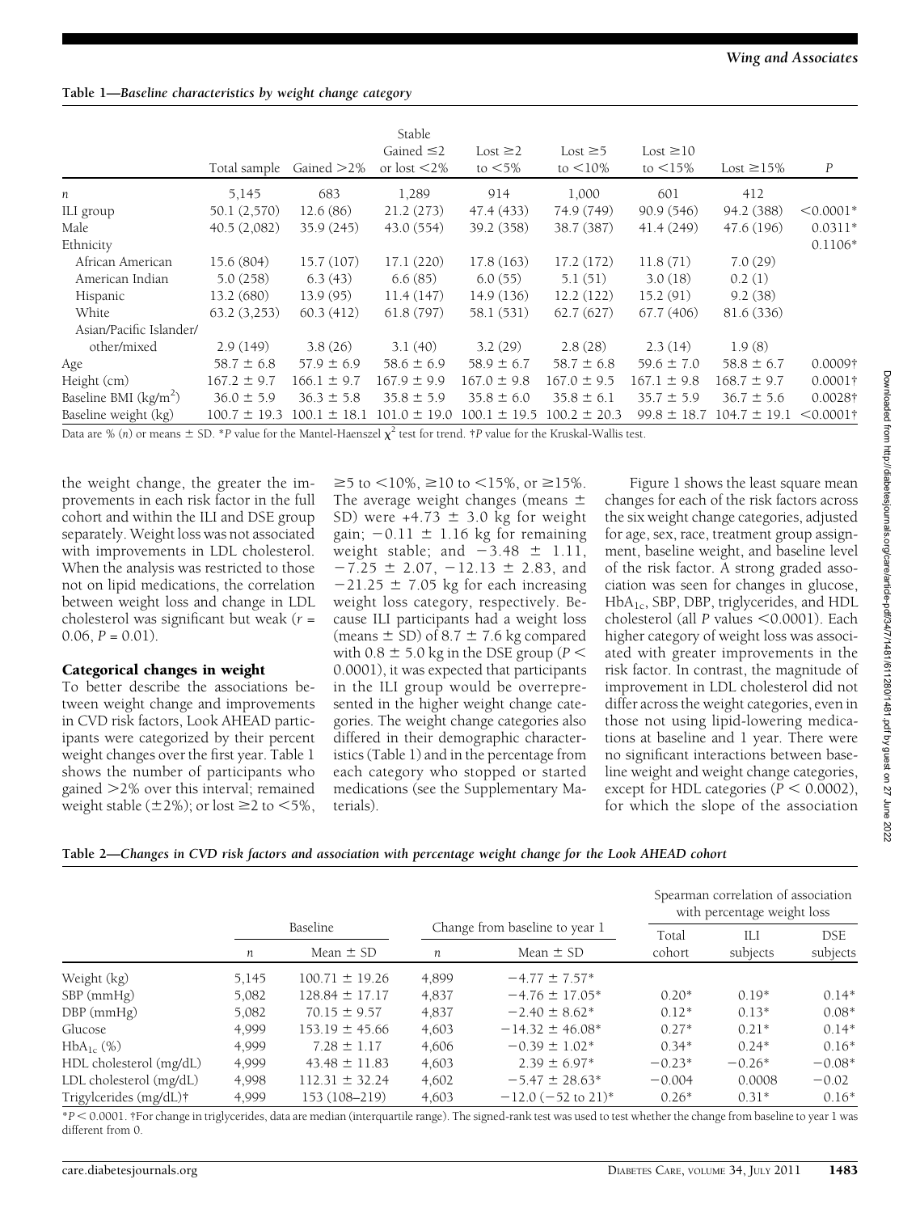**Table 1—Baseline characteristics by weight change category**

| | Total sample | Gained >2% | Stable Gained ≤2 or lost <2% | Lost ≥2 to <5% | Lost ≥5 to <10% | Lost ≥10 to <15% | Lost ≥15% | P |
|---|---|---|---|---|---|---|---|---|
| n | 5,145 | 683 | 1,289 | 914 | 1,000 | 601 | 412 | |
| ILI group | 50.1 (2,570) | 12.6 (86) | 21.2 (273) | 47.4 (433) | 74.9 (749) | 90.9 (546) | 94.2 (388) | <0.0001* |
| Male | 40.5 (2,082) | 35.9 (245) | 43.0 (554) | 39.2 (358) | 38.7 (387) | 41.4 (249) | 47.6 (196) | 0.0311* |
| Ethnicity | | | | | | | | 0.1106* |
| African American | 15.6 (804) | 15.7 (107) | 17.1 (220) | 17.8 (163) | 17.2 (172) | 11.8 (71) | 7.0 (29) | |
| American Indian | 5.0 (258) | 6.3 (43) | 6.6 (85) | 6.0 (55) | 5.1 (51) | 3.0 (18) | 0.2 (1) | |
| Hispanic | 13.2 (680) | 13.9 (95) | 11.4 (147) | 14.9 (136) | 12.2 (122) | 15.2 (91) | 9.2 (38) | |
| White | 63.2 (3,253) | 60.3 (412) | 61.8 (797) | 58.1 (531) | 62.7 (627) | 67.7 (406) | 81.6 (336) | |
| Asian/Pacific Islander/ other/mixed | 2.9 (149) | 3.8 (26) | 3.1 (40) | 3.2 (29) | 2.8 (28) | 2.3 (14) | 1.9 (8) | |
| Age | 58.7 ± 6.8 | 57.9 ± 6.9 | 58.6 ± 6.9 | 58.9 ± 6.7 | 58.7 ± 6.8 | 59.6 ± 7.0 | 58.8 ± 6.7 | 0.0009† |
| Height (cm) | 167.2 ± 9.7 | 166.1 ± 9.7 | 167.9 ± 9.9 | 167.0 ± 9.8 | 167.0 ± 9.5 | 167.1 ± 9.8 | 168.7 ± 9.7 | 0.0001† |
| Baseline BMI (kg/m$^2$) | 36.0 ± 5.9 | 36.3 ± 5.8 | 35.8 ± 5.9 | 35.8 ± 6.0 | 35.8 ± 6.1 | 35.7 ± 5.9 | 36.7 ± 5.6 | 0.0028† |
| Baseline weight (kg) | 100.7 ± 19.3 | 100.1 ± 18.1 | 101.0 ± 19.0 | 100.1 ± 19.5 | 100.2 ± 20.3 | 99.8 ± 18.7 | 104.7 ± 19.1 | <0.0001† |

Data are % (n) or means ± SD. *P value for the Mantel-Haenszel $\chi^2$ test for trend. †P value for the Kruskal-Wallis test.

the weight change, the greater the improvements in each risk factor in the full cohort and within the ILI and DSE group separately. Weight loss was not associated with improvements in LDL cholesterol. When the analysis was restricted to those not on lipid medications, the correlation between weight loss and change in LDL cholesterol was significant but weak ($r$ = 0.06, $P$ = 0.01).

### Categorical changes in weight

To better describe the associations between weight change and improvements in CVD risk factors, Look AHEAD participants were categorized by their percent weight changes over the first year. Table 1 shows the number of participants who gained >2% over this interval; remained weight stable (±2%); or lost ≥2 to <5%, ≥5 to <10%, ≥10 to <15%, or ≥15%. The average weight changes (means ± SD) were +4.73 ± 3.0 kg for weight gain; −0.11 ± 1.16 kg for remaining weight stable; and −3.48 ± 1.11, −7.25 ± 2.07, −12.13 ± 2.83, and −21.25 ± 7.05 kg for each increasing weight loss category, respectively. Because ILI participants had a weight loss (means ± SD) of 8.7 ± 7.6 kg compared with 0.8 ± 5.0 kg in the DSE group ($P$ < 0.0001), it was expected that participants in the ILI group would be overrepresented in the higher weight change categories. The weight change categories also differed in their demographic characteristics (Table 1) and in the percentage from each category who stopped or started medications (see the Supplementary Materials).

Figure 1 shows the least square mean changes for each of the risk factors across the six weight change categories, adjusted for age, sex, race, treatment group assignment, baseline weight, and baseline level of the risk factor. A strong graded association was seen for changes in glucose, HbA$_{1c}$, SBP, DBP, triglycerides, and HDL cholesterol (all $P$ values <0.0001). Each higher category of weight loss was associated with greater improvements in the risk factor. In contrast, the magnitude of improvement in LDL cholesterol did not differ across the weight categories, even in those not using lipid-lowering medications at baseline and 1 year. There were no significant interactions between baseline weight and weight change categories, except for HDL categories ($P$ < 0.0002), for which the slope of the association

**Table 2—Changes in CVD risk factors and association with percentage weight change for the Look AHEAD cohort**

| | Baseline | | Change from baseline to year 1 | | Spearman correlation of association with percentage weight loss | | |
|---|---|---|---|---|---|---|---|
| | n | Mean ± SD | n | Mean ± SD | Total cohort | ILI subjects | DSE subjects |
| Weight (kg) | 5,145 | 100.71 ± 19.26 | 4,899 | −4.77 ± 7.57* | | | |
| SBP (mmHg) | 5,082 | 128.84 ± 17.17 | 4,837 | −4.76 ± 17.05* | 0.20* | 0.19* | 0.14* |
| DBP (mmHg) | 5,082 | 70.15 ± 9.57 | 4,837 | −2.40 ± 8.62* | 0.12* | 0.13* | 0.08* |
| Glucose | 4,999 | 153.19 ± 45.66 | 4,603 | −14.32 ± 46.08* | 0.27* | 0.21* | 0.14* |
| HbA$_{1c}$ (%) | 4,999 | 7.28 ± 1.17 | 4,606 | −0.39 ± 1.02* | 0.34* | 0.24* | 0.16* |
| HDL cholesterol (mg/dL) | 4,999 | 43.48 ± 11.83 | 4,603 | 2.39 ± 6.97* | −0.23* | −0.26* | −0.08* |
| LDL cholesterol (mg/dL) | 4,998 | 112.31 ± 32.24 | 4,602 | −5.47 ± 28.63* | −0.004 | 0.0008 | −0.02 |
| Trigylcerides (mg/dL)† | 4,999 | 153 (108–219) | 4,603 | −12.0 (−52 to 21)* | 0.26* | 0.31* | 0.16* |

*$P$ < 0.0001. †For change in triglycerides, data are median (interquartile range). The signed-rank test was used to test whether the change from baseline to year 1 was different from 0.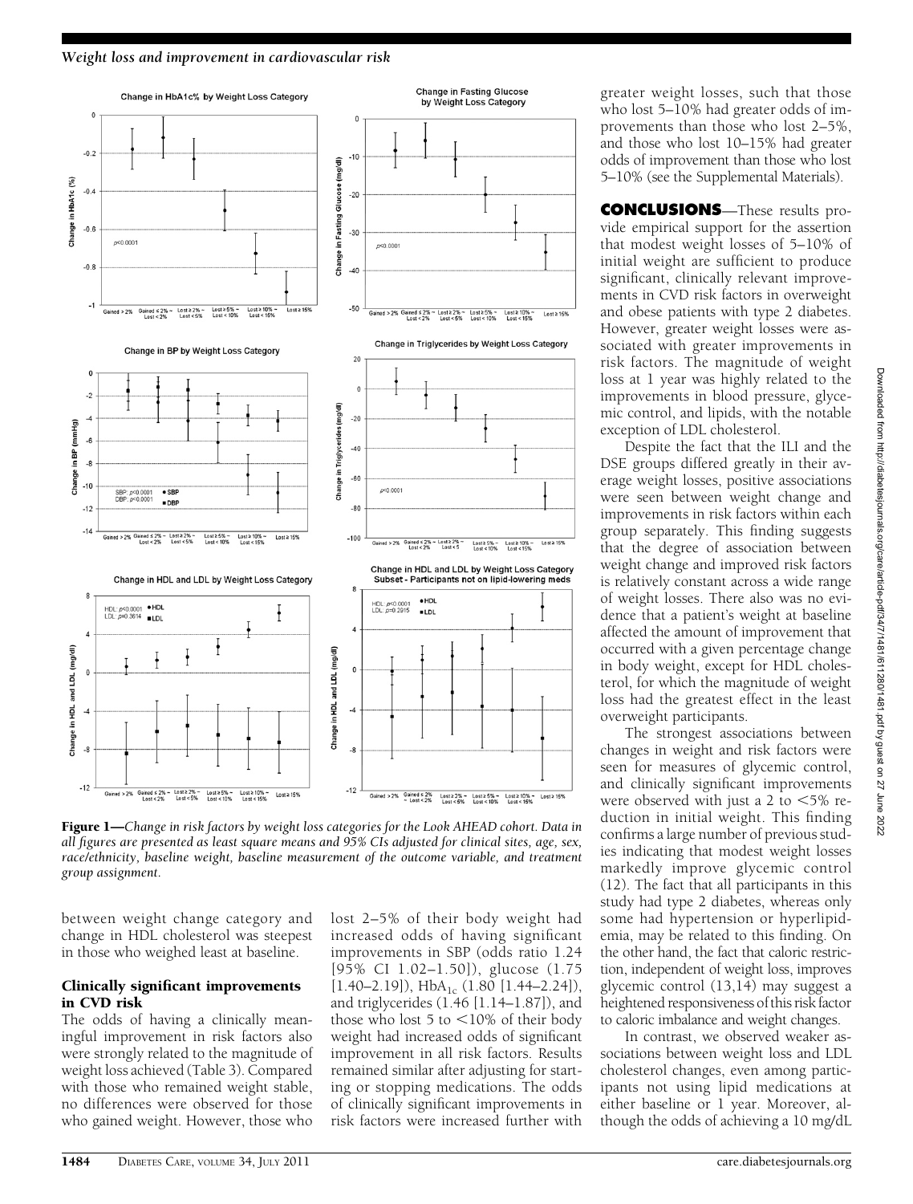**Figure 1**—*Change in risk factors by weight loss categories for the Look AHEAD cohort. Data in all figures are presented as least square means and 95% CIs adjusted for clinical sites, age, sex, race/ethnicity, baseline weight, baseline measurement of the outcome variable, and treatment group assignment.*

between weight change category and change in HDL cholesterol was steepest in those who weighed least at baseline.

### Clinically significant improvements in CVD risk

The odds of having a clinically meaningful improvement in risk factors also were strongly related to the magnitude of weight loss achieved (Table 3). Compared with those who remained weight stable, no differences were observed for those who gained weight. However, those who lost 2–5% of their body weight had increased odds of having significant improvements in SBP (odds ratio 1.24 [95% CI 1.02–1.50]), glucose (1.75 [1.40–2.19]), $HbA_{1c}$ (1.80 [1.44–2.24]), and triglycerides (1.46 [1.14–1.87]), and those who lost 5 to <10% of their body weight had increased odds of significant improvement in all risk factors. Results remained similar after adjusting for starting or stopping medications. The odds of clinically significant improvements in risk factors were increased further with greater weight losses, such that those who lost 5–10% had greater odds of improvements than those who lost 2–5%, and those who lost 10–15% had greater odds of improvement than those who lost 5–10% (see the Supplemental Materials).

## CONCLUSIONS

—These results provide empirical support for the assertion that modest weight losses of 5–10% of initial weight are sufficient to produce significant, clinically relevant improvements in CVD risk factors in overweight and obese patients with type 2 diabetes. However, greater weight losses were associated with greater improvements in risk factors. The magnitude of weight loss at 1 year was highly related to the improvements in blood pressure, glycemic control, and lipids, with the notable exception of LDL cholesterol.

Despite the fact that the ILI and the DSE groups differed greatly in their average weight losses, positive associations were seen between weight change and improvements in risk factors within each group separately. This finding suggests that the degree of association between weight change and improved risk factors is relatively constant across a wide range of weight losses. There also was no evidence that a patient's weight at baseline affected the amount of improvement that occurred with a given percentage change in body weight, except for HDL cholesterol, for which the magnitude of weight loss had the greatest effect in the least overweight participants.

The strongest associations between changes in weight and risk factors were seen for measures of glycemic control, and clinically significant improvements were observed with just a 2 to <5% reduction in initial weight. This finding confirms a large number of previous studies indicating that modest weight losses markedly improve glycemic control (12). The fact that all participants in this study had type 2 diabetes, whereas only some had hypertension or hyperlipidemia, may be related to this finding. On the other hand, the fact that caloric restriction, independent of weight loss, improves glycemic control (13,14) may suggest a heightened responsiveness of this risk factor to caloric imbalance and weight changes.

In contrast, we observed weaker associations between weight loss and LDL cholesterol changes, even among participants not using lipid medications at either baseline or 1 year. Moreover, although the odds of achieving a 10 mg/dL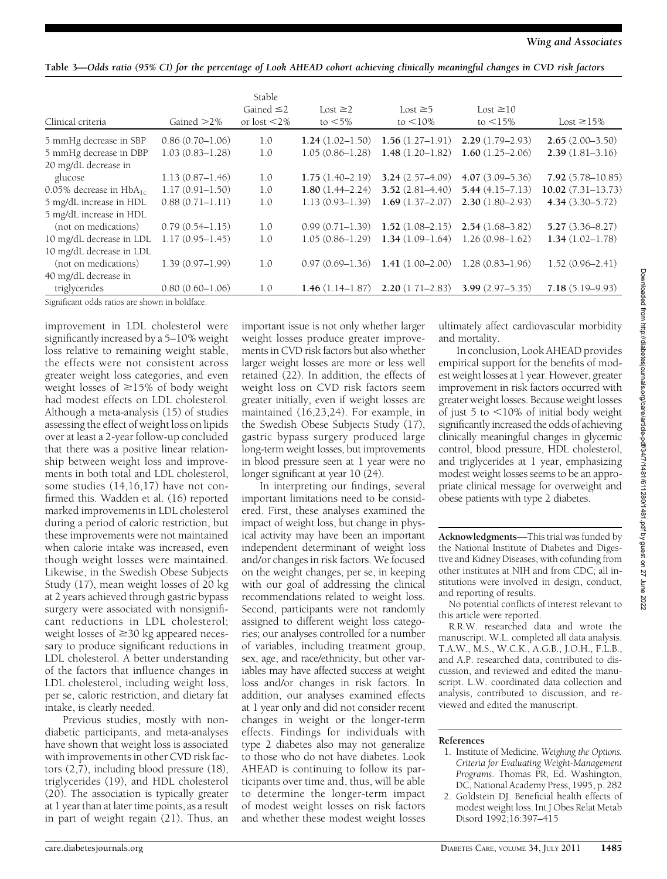**Table 3—Odds ratio (95% CI) for the percentage of Look AHEAD cohort achieving clinically meaningful changes in CVD risk factors**

| Clinical criteria | Gained >2% | Stable Gained ≤2 or lost <2% | Lost ≥2 to <5% | Lost ≥5 to <10% | Lost ≥10 to <15% | Lost ≥15% |
|---|---|---|---|---|---|---|
| 5 mmHg decrease in SBP | 0.86 (0.70–1.06) | 1.0 | **1.24** (1.02–1.50) | **1.56** (1.27–1.91) | **2.29** (1.79–2.93) | **2.65** (2.00–3.50) |
| 5 mmHg decrease in DBP | 1.03 (0.83–1.28) | 1.0 | 1.05 (0.86–1.28) | **1.48** (1.20–1.82) | **1.60** (1.25–2.06) | **2.39** (1.81–3.16) |
| 20 mg/dL decrease in glucose | 1.13 (0.87–1.46) | 1.0 | **1.75** (1.40–2.19) | **3.24** (2.57–4.09) | **4.07** (3.09–5.36) | **7.92** (5.78–10.85) |
| 0.05% decrease in $HbA_{1c}$ | 1.17 (0.91–1.50) | 1.0 | **1.80** (1.44–2.24) | **3.52** (2.81–4.40) | **5.44** (4.15–7.13) | **10.02** (7.31–13.73) |
| 5 mg/dL increase in HDL | 0.88 (0.71–1.11) | 1.0 | 1.13 (0.93–1.39) | **1.69** (1.37–2.07) | **2.30** (1.80–2.93) | **4.34** (3.30–5.72) |
| 5 mg/dL increase in HDL (not on medications) | 0.79 (0.54–1.15) | 1.0 | 0.99 (0.71–1.39) | **1.52** (1.08–2.15) | **2.54** (1.68–3.82) | **5.27** (3.36–8.27) |
| 10 mg/dL decrease in LDL | 1.17 (0.95–1.45) | 1.0 | 1.05 (0.86–1.29) | **1.34** (1.09–1.64) | 1.26 (0.98–1.62) | **1.34** (1.02–1.78) |
| 10 mg/dL decrease in LDL (not on medications) | 1.39 (0.97–1.99) | 1.0 | 0.97 (0.69–1.36) | **1.41** (1.00–2.00) | 1.28 (0.83–1.96) | 1.52 (0.96–2.41) |
| 40 mg/dL decrease in triglycerides | 0.80 (0.60–1.06) | 1.0 | **1.46** (1.14–1.87) | **2.20** (1.71–2.83) | **3.99** (2.97–5.35) | **7.18** (5.19–9.93) |

Significant odds ratios are shown in boldface.

improvement in LDL cholesterol were significantly increased by a 5–10% weight loss relative to remaining weight stable, the effects were not consistent across greater weight loss categories, and even weight losses of ≥15% of body weight had modest effects on LDL cholesterol. Although a meta-analysis (15) of studies assessing the effect of weight loss on lipids over at least a 2-year follow-up concluded that there was a positive linear relationship between weight loss and improvements in both total and LDL cholesterol, some studies (14,16,17) have not confirmed this. Wadden et al. (16) reported marked improvements in LDL cholesterol during a period of caloric restriction, but these improvements were not maintained when calorie intake was increased, even though weight losses were maintained. Likewise, in the Swedish Obese Subjects Study (17), mean weight losses of 20 kg at 2 years achieved through gastric bypass surgery were associated with nonsignificant reductions in LDL cholesterol; weight losses of ≥30 kg appeared necessary to produce significant reductions in LDL cholesterol. A better understanding of the factors that influence changes in LDL cholesterol, including weight loss, per se, caloric restriction, and dietary fat intake, is clearly needed.

Previous studies, mostly with nondiabetic participants, and meta-analyses have shown that weight loss is associated with improvements in other CVD risk factors (2,7), including blood pressure (18), triglycerides (19), and HDL cholesterol (20). The association is typically greater at 1 year than at later time points, as a result in part of weight regain (21). Thus, an important issue is not only whether larger weight losses produce greater improvements in CVD risk factors but also whether larger weight losses are more or less well retained (22). In addition, the effects of weight loss on CVD risk factors seem greater initially, even if weight losses are maintained (16,23,24). For example, in the Swedish Obese Subjects Study (17), gastric bypass surgery produced large long-term weight losses, but improvements in blood pressure seen at 1 year were no longer significant at year 10 (24).

In interpreting our findings, several important limitations need to be considered. First, these analyses examined the impact of weight loss, but change in physical activity may have been an important independent determinant of weight loss and/or changes in risk factors. We focused on the weight changes, per se, in keeping with our goal of addressing the clinical recommendations related to weight loss. Second, participants were not randomly assigned to different weight loss categories; our analyses controlled for a number of variables, including treatment group, sex, age, and race/ethnicity, but other variables may have affected success at weight loss and/or changes in risk factors. In addition, our analyses examined effects at 1 year only and did not consider recent changes in weight or the longer-term effects. Findings for individuals with type 2 diabetes also may not generalize to those who do not have diabetes. Look AHEAD is continuing to follow its participants over time and, thus, will be able to determine the longer-term impact of modest weight losses on risk factors and whether these modest weight losses ultimately affect cardiovascular morbidity and mortality.

In conclusion, Look AHEAD provides empirical support for the benefits of modest weight losses at 1 year. However, greater improvement in risk factors occurred with greater weight losses. Because weight losses of just 5 to <10% of initial body weight significantly increased the odds of achieving clinically meaningful changes in glycemic control, blood pressure, HDL cholesterol, and triglycerides at 1 year, emphasizing modest weight losses seems to be an appropriate clinical message for overweight and obese patients with type 2 diabetes.

**Acknowledgments**—This trial was funded by the National Institute of Diabetes and Digestive and Kidney Diseases, with cofunding from other institutes at NIH and from CDC; all institutions were involved in design, conduct, and reporting of results.

No potential conflicts of interest relevant to this article were reported.

R.R.W. researched data and wrote the manuscript. W.L. completed all data analysis. T.A.W., M.S., W.C.K., A.G.B., J.O.H., F.L.B., and A.P. researched data, contributed to discussion, and reviewed and edited the manuscript. L.W. coordinated data collection and analysis, contributed to discussion, and reviewed and edited the manuscript.

## References

1. Institute of Medicine. *Weighing the Options. Criteria for Evaluating Weight-Management Programs*. Thomas PR, Ed. Washington, DC, National Academy Press, 1995, p. 282
2. Goldstein DJ. Beneficial health effects of modest weight loss. Int J Obes Relat Metab Disord 1992;16:397–415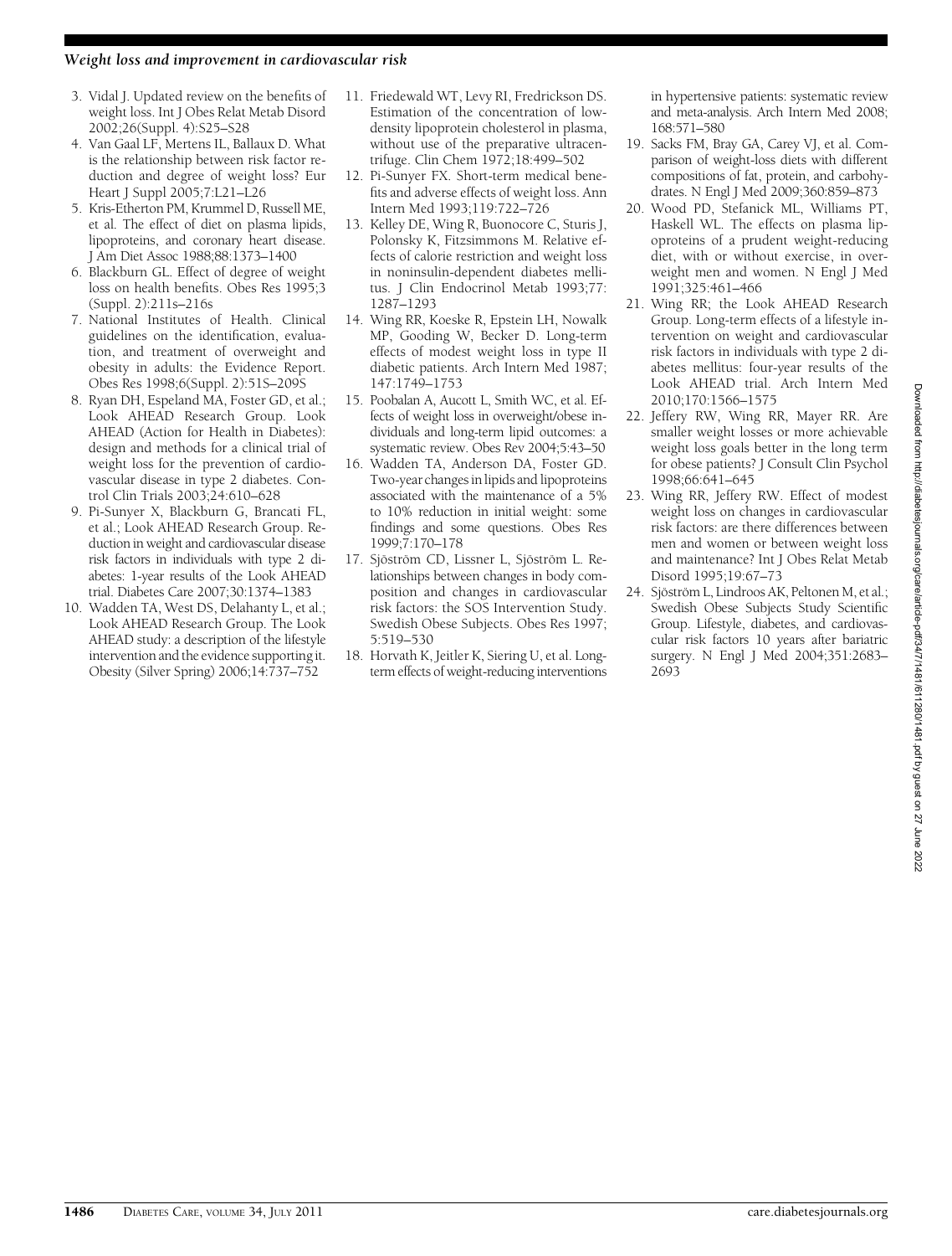3. Vidal J. Updated review on the benefits of weight loss. Int J Obes Relat Metab Disord 2002;26(Suppl. 4):S25–S28
4. Van Gaal LF, Mertens IL, Ballaux D. What is the relationship between risk factor reduction and degree of weight loss? Eur Heart J Suppl 2005;7:L21–L26
5. Kris-Etherton PM, Krummel D, Russell ME, et al. The effect of diet on plasma lipids, lipoproteins, and coronary heart disease. J Am Diet Assoc 1988;88:1373–1400
6. Blackburn GL. Effect of degree of weight loss on health benefits. Obes Res 1995;3 (Suppl. 2):211s–216s
7. National Institutes of Health. Clinical guidelines on the identification, evaluation, and treatment of overweight and obesity in adults: the Evidence Report. Obes Res 1998;6(Suppl. 2):51S–209S
8. Ryan DH, Espeland MA, Foster GD, et al.; Look AHEAD Research Group. Look AHEAD (Action for Health in Diabetes): design and methods for a clinical trial of weight loss for the prevention of cardiovascular disease in type 2 diabetes. Control Clin Trials 2003;24:610–628
9. Pi-Sunyer X, Blackburn G, Brancati FL, et al.; Look AHEAD Research Group. Reduction in weight and cardiovascular disease risk factors in individuals with type 2 diabetes: 1-year results of the Look AHEAD trial. Diabetes Care 2007;30:1374–1383
10. Wadden TA, West DS, Delahanty L, et al.; Look AHEAD Research Group. The Look AHEAD study: a description of the lifestyle intervention and the evidence supporting it. Obesity (Silver Spring) 2006;14:737–752
11. Friedewald WT, Levy RI, Fredrickson DS. Estimation of the concentration of low-density lipoprotein cholesterol in plasma, without use of the preparative ultracentrifuge. Clin Chem 1972;18:499–502
12. Pi-Sunyer FX. Short-term medical benefits and adverse effects of weight loss. Ann Intern Med 1993;119:722–726
13. Kelley DE, Wing R, Buonocore C, Sturis J, Polonsky K, Fitzsimmons M. Relative effects of calorie restriction and weight loss in noninsulin-dependent diabetes mellitus. J Clin Endocrinol Metab 1993;77: 1287–1293
14. Wing RR, Koeske R, Epstein LH, Nowalk MP, Gooding W, Becker D. Long-term effects of modest weight loss in type II diabetic patients. Arch Intern Med 1987; 147:1749–1753
15. Poobalan A, Aucott L, Smith WC, et al. Effects of weight loss in overweight/obese individuals and long-term lipid outcomes: a systematic review. Obes Rev 2004;5:43–50
16. Wadden TA, Anderson DA, Foster GD. Two-year changes in lipids and lipoproteins associated with the maintenance of a 5% to 10% reduction in initial weight: some findings and some questions. Obes Res 1999;7:170–178
17. Sjöström CD, Lissner L, Sjöström L. Relationships between changes in body composition and changes in cardiovascular risk factors: the SOS Intervention Study. Swedish Obese Subjects. Obes Res 1997; 5:519–530
18. Horvath K, Jeitler K, Siering U, et al. Long-term effects of weight-reducing interventions in hypertensive patients: systematic review and meta-analysis. Arch Intern Med 2008; 168:571–580
19. Sacks FM, Bray GA, Carey VJ, et al. Comparison of weight-loss diets with different compositions of fat, protein, and carbohydrates. N Engl J Med 2009;360:859–873
20. Wood PD, Stefanick ML, Williams PT, Haskell WL. The effects on plasma lipoproteins of a prudent weight-reducing diet, with or without exercise, in overweight men and women. N Engl J Med 1991;325:461–466
21. Wing RR; the Look AHEAD Research Group. Long-term effects of a lifestyle intervention on weight and cardiovascular risk factors in individuals with type 2 diabetes mellitus: four-year results of the Look AHEAD trial. Arch Intern Med 2010;170:1566–1575
22. Jeffery RW, Wing RR, Mayer RR. Are smaller weight losses or more achievable weight loss goals better in the long term for obese patients? J Consult Clin Psychol 1998;66:641–645
23. Wing RR, Jeffery RW. Effect of modest weight loss on changes in cardiovascular risk factors: are there differences between men and women or between weight loss and maintenance? Int J Obes Relat Metab Disord 1995;19:67–73
24. Sjöström L, Lindroos AK, Peltonen M, et al.; Swedish Obese Subjects Study Scientific Group. Lifestyle, diabetes, and cardiovascular risk factors 10 years after bariatric surgery. N Engl J Med 2004;351:2683–2693